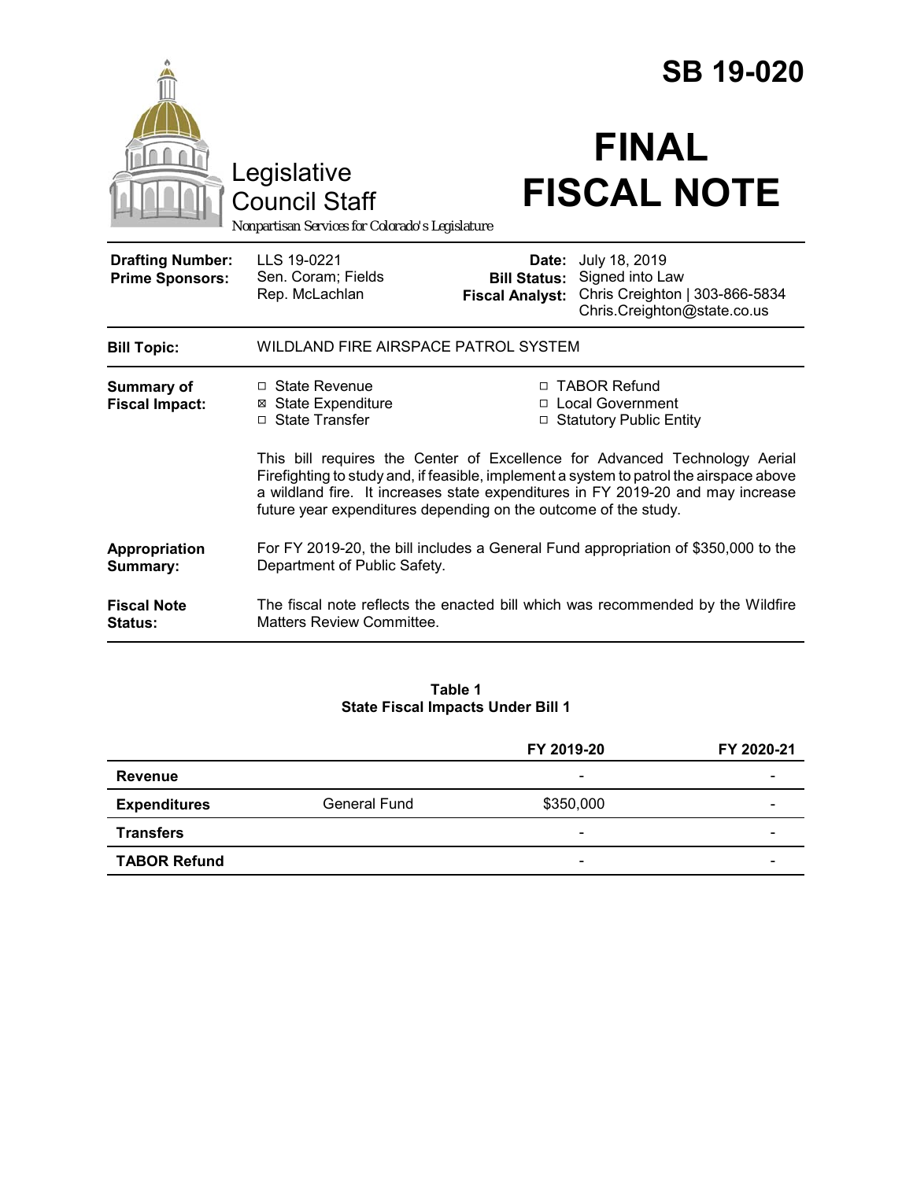# SB 19-020

# FINAL FISCAL NOTE

Legislative Council Staff

*Nonpartisan Services for Colorado's Legislature*

| | | | |
|---|---|---|---|
| **Drafting Number:** | LLS 19-0221 | **Date:** | July 18, 2019 |
| **Prime Sponsors:** | Sen. Coram; Fields<br>Rep. McLachlan | **Bill Status:** | Signed into Law |
| | | **Fiscal Analyst:** | Chris Creighton \| 303-866-5834<br>Chris.Creighton@state.co.us |

| | |
|---|---|
| **Bill Topic:** | WILDLAND FIRE AIRSPACE PATROL SYSTEM |

**Summary of Fiscal Impact:**

- ☐ State Revenue
- ☒ State Expenditure
- ☐ State Transfer
- ☐ TABOR Refund
- ☐ Local Government
- ☐ Statutory Public Entity

This bill requires the Center of Excellence for Advanced Technology Aerial Firefighting to study and, if feasible, implement a system to patrol the airspace above a wildland fire. It increases state expenditures in FY 2019-20 and may increase future year expenditures depending on the outcome of the study.

**Appropriation Summary:** For FY 2019-20, the bill includes a General Fund appropriation of $350,000 to the Department of Public Safety.

**Fiscal Note Status:** The fiscal note reflects the enacted bill which was recommended by the Wildfire Matters Review Committee.

**Table 1**
**State Fiscal Impacts Under Bill 1**

| | | FY 2019-20 | FY 2020-21 |
|---|---|---|---|
| **Revenue** | | - | - |
| **Expenditures** | General Fund | $350,000 | - |
| **Transfers** | | - | - |
| **TABOR Refund** | | - | - |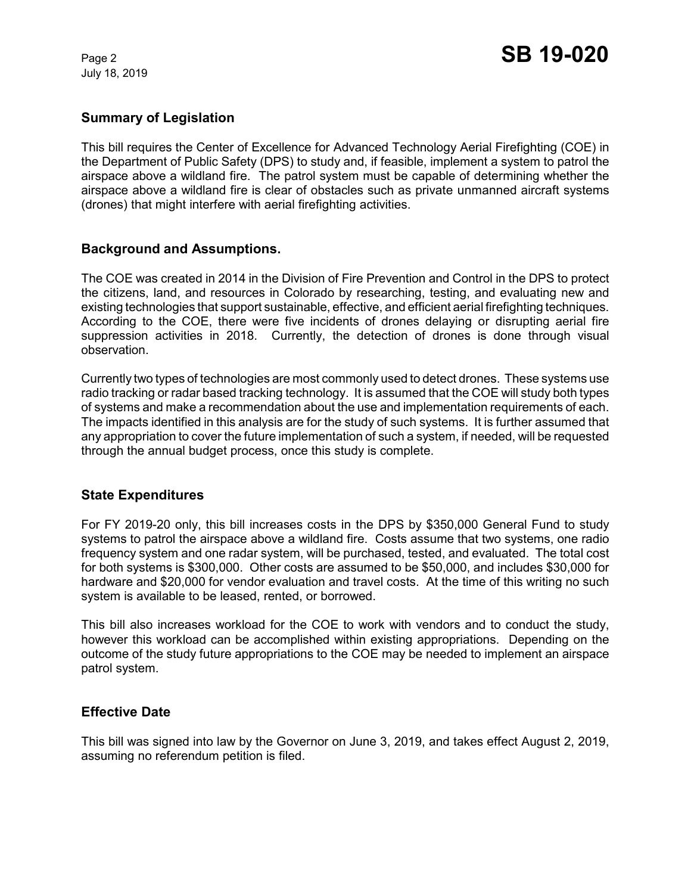## Summary of Legislation

This bill requires the Center of Excellence for Advanced Technology Aerial Firefighting (COE) in the Department of Public Safety (DPS) to study and, if feasible, implement a system to patrol the airspace above a wildland fire. The patrol system must be capable of determining whether the airspace above a wildland fire is clear of obstacles such as private unmanned aircraft systems (drones) that might interfere with aerial firefighting activities.

## Background and Assumptions.

The COE was created in 2014 in the Division of Fire Prevention and Control in the DPS to protect the citizens, land, and resources in Colorado by researching, testing, and evaluating new and existing technologies that support sustainable, effective, and efficient aerial firefighting techniques. According to the COE, there were five incidents of drones delaying or disrupting aerial fire suppression activities in 2018. Currently, the detection of drones is done through visual observation.

Currently two types of technologies are most commonly used to detect drones. These systems use radio tracking or radar based tracking technology. It is assumed that the COE will study both types of systems and make a recommendation about the use and implementation requirements of each. The impacts identified in this analysis are for the study of such systems. It is further assumed that any appropriation to cover the future implementation of such a system, if needed, will be requested through the annual budget process, once this study is complete.

## State Expenditures

For FY 2019-20 only, this bill increases costs in the DPS by $350,000 General Fund to study systems to patrol the airspace above a wildland fire. Costs assume that two systems, one radio frequency system and one radar system, will be purchased, tested, and evaluated. The total cost for both systems is $300,000. Other costs are assumed to be $50,000, and includes $30,000 for hardware and $20,000 for vendor evaluation and travel costs. At the time of this writing no such system is available to be leased, rented, or borrowed.

This bill also increases workload for the COE to work with vendors and to conduct the study, however this workload can be accomplished within existing appropriations. Depending on the outcome of the study future appropriations to the COE may be needed to implement an airspace patrol system.

## Effective Date

This bill was signed into law by the Governor on June 3, 2019, and takes effect August 2, 2019, assuming no referendum petition is filed.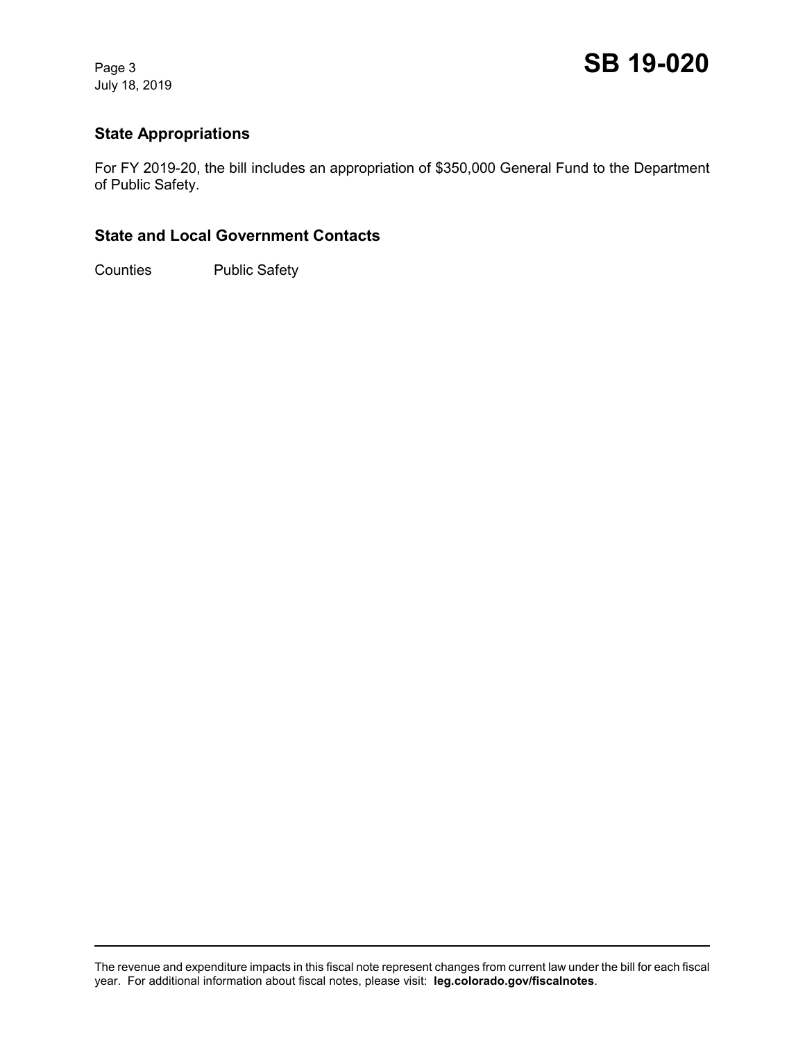## State Appropriations

For FY 2019-20, the bill includes an appropriation of $350,000 General Fund to the Department of Public Safety.

## State and Local Government Contacts

Counties Public Safety

The revenue and expenditure impacts in this fiscal note represent changes from current law under the bill for each fiscal year. For additional information about fiscal notes, please visit: **leg.colorado.gov/fiscalnotes**.